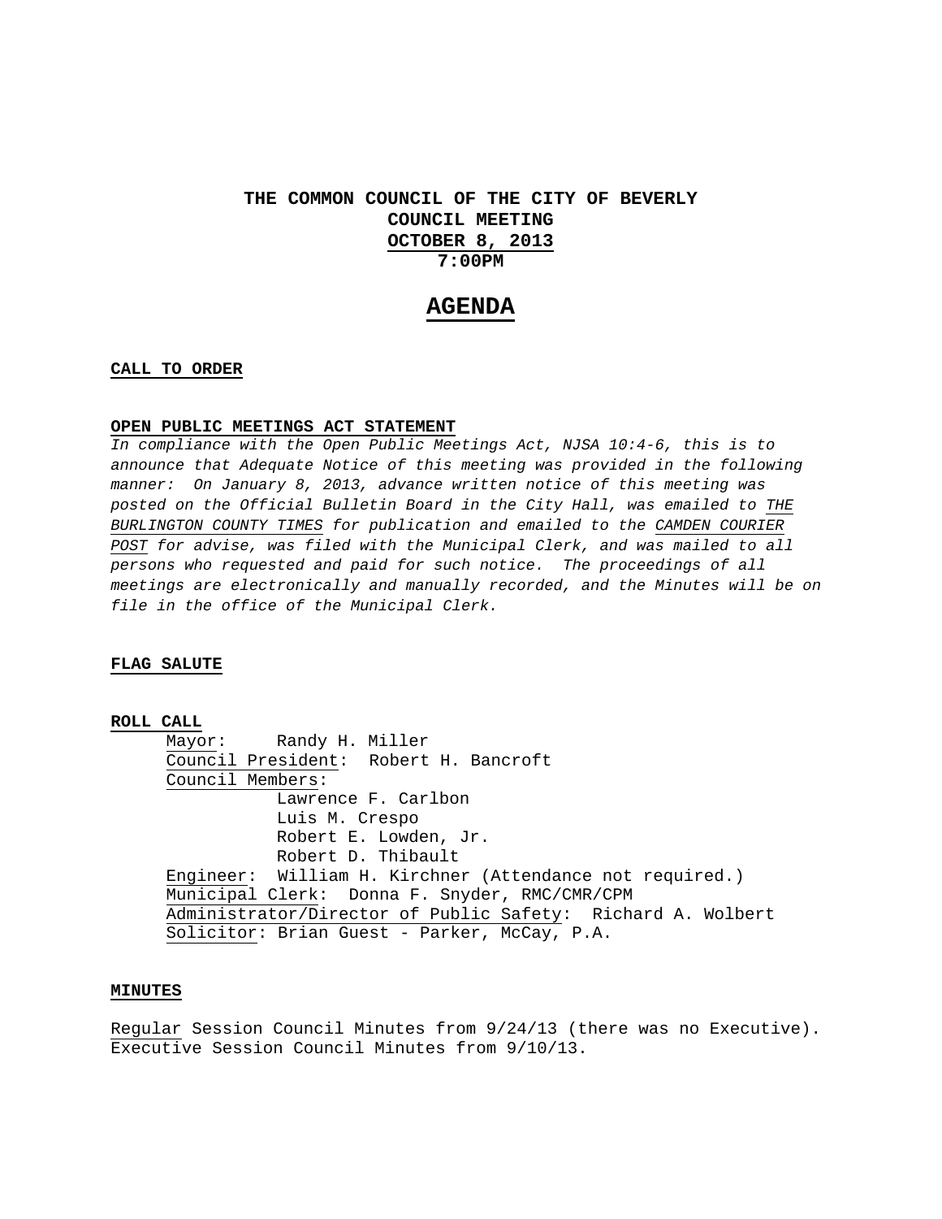# THE COMMON COUNCIL OF THE CITY OF BEVERLY
## COUNCIL MEETING
## OCTOBER 8, 2013
## 7:00PM

# AGENDA

**CALL TO ORDER**

**OPEN PUBLIC MEETINGS ACT STATEMENT**

*In compliance with the Open Public Meetings Act, NJSA 10:4-6, this is to announce that Adequate Notice of this meeting was provided in the following manner: On January 8, 2013, advance written notice of this meeting was posted on the Official Bulletin Board in the City Hall, was emailed to THE BURLINGTON COUNTY TIMES for publication and emailed to the CAMDEN COURIER POST for advise, was filed with the Municipal Clerk, and was mailed to all persons who requested and paid for such notice. The proceedings of all meetings are electronically and manually recorded, and the Minutes will be on file in the office of the Municipal Clerk.*

**FLAG SALUTE**

**ROLL CALL**

Mayor: Randy H. Miller
Council President: Robert H. Bancroft
Council Members:
- Lawrence F. Carlbon
- Luis M. Crespo
- Robert E. Lowden, Jr.
- Robert D. Thibault

Engineer: William H. Kirchner (Attendance not required.)
Municipal Clerk: Donna F. Snyder, RMC/CMR/CPM
Administrator/Director of Public Safety: Richard A. Wolbert
Solicitor: Brian Guest - Parker, McCay, P.A.

**MINUTES**

Regular Session Council Minutes from 9/24/13 (there was no Executive).
Executive Session Council Minutes from 9/10/13.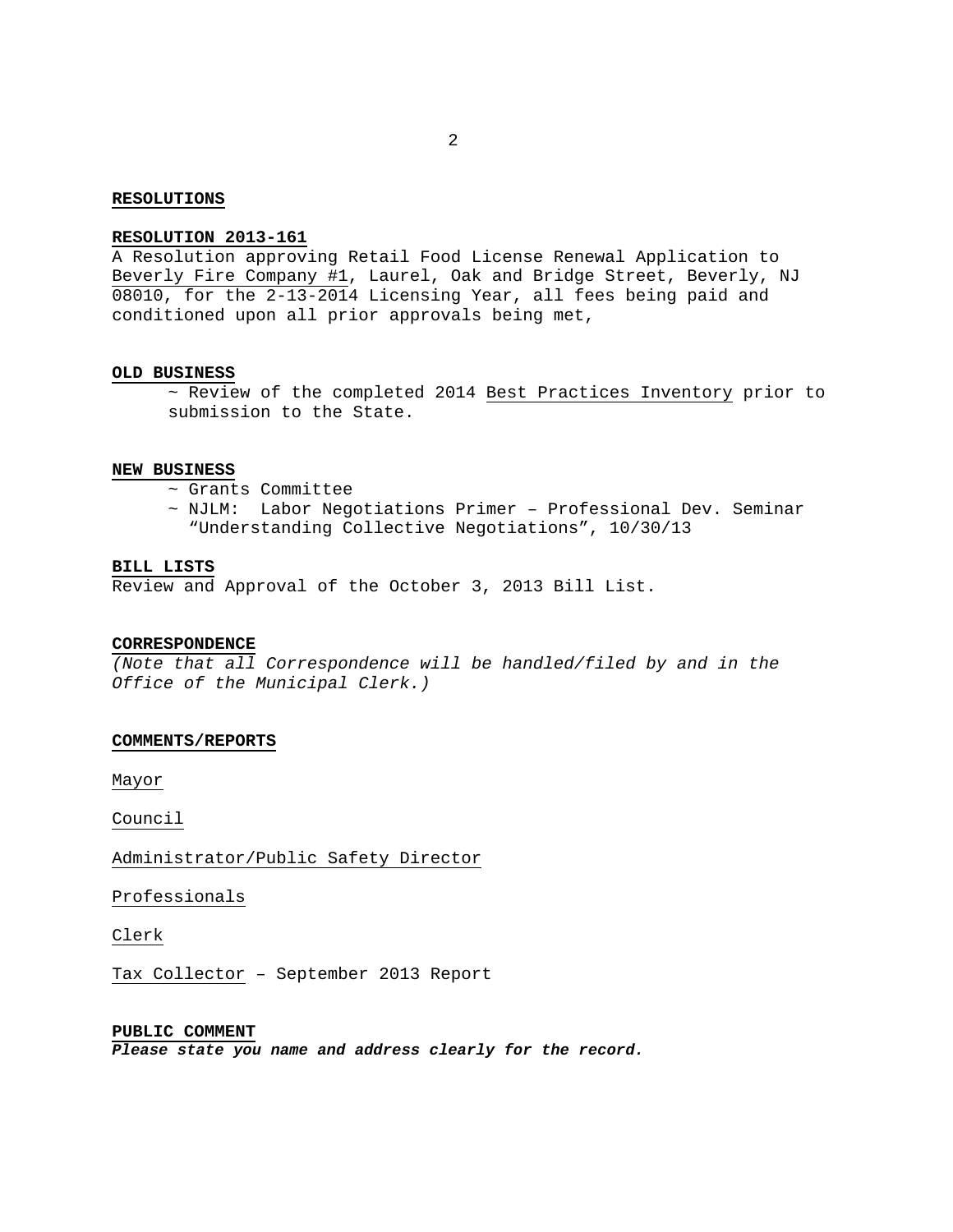**RESOLUTIONS**

**RESOLUTION 2013-161**

A Resolution approving Retail Food License Renewal Application to Beverly Fire Company #1, Laurel, Oak and Bridge Street, Beverly, NJ 08010, for the 2-13-2014 Licensing Year, all fees being paid and conditioned upon all prior approvals being met,

**OLD BUSINESS**

~ Review of the completed 2014 Best Practices Inventory prior to submission to the State.

**NEW BUSINESS**

~ Grants Committee
~ NJLM: Labor Negotiations Primer – Professional Dev. Seminar "Understanding Collective Negotiations", 10/30/13

**BILL LISTS**

Review and Approval of the October 3, 2013 Bill List.

**CORRESPONDENCE**

*(Note that all Correspondence will be handled/filed by and in the Office of the Municipal Clerk.)*

**COMMENTS/REPORTS**

Mayor

Council

Administrator/Public Safety Director

Professionals

Clerk

Tax Collector – September 2013 Report

**PUBLIC COMMENT**

***Please state you name and address clearly for the record.***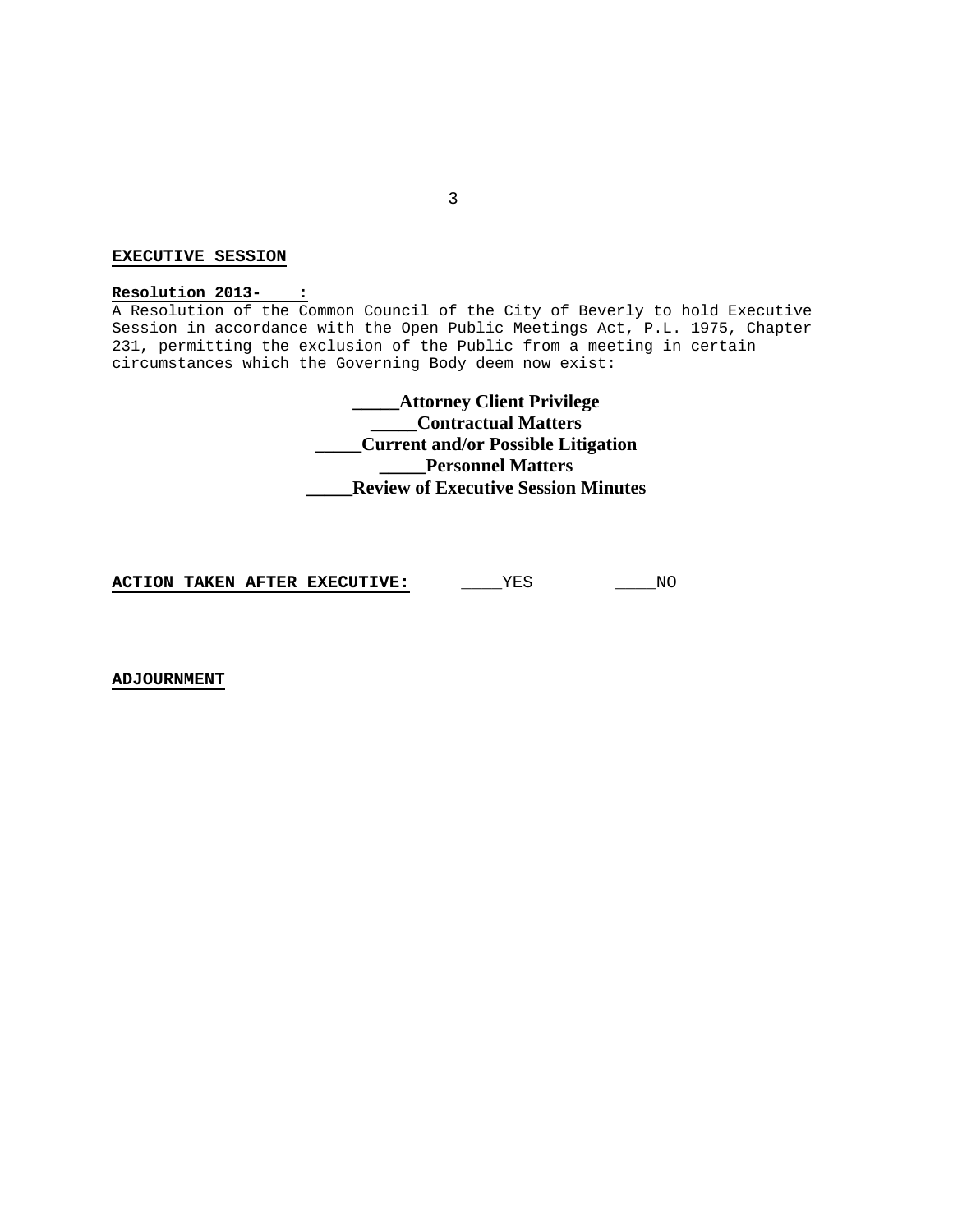**EXECUTIVE SESSION**

**Resolution 2013-     :**
A Resolution of the Common Council of the City of Beverly to hold Executive Session in accordance with the Open Public Meetings Act, P.L. 1975, Chapter 231, permitting the exclusion of the Public from a meeting in certain circumstances which the Governing Body deem now exist:

**_____Attorney Client Privilege**
**_____Contractual Matters**
**_____Current and/or Possible Litigation**
**_____Personnel Matters**
**_____Review of Executive Session Minutes**

**ACTION TAKEN AFTER EXECUTIVE:** ____YES ____NO

**ADJOURNMENT**